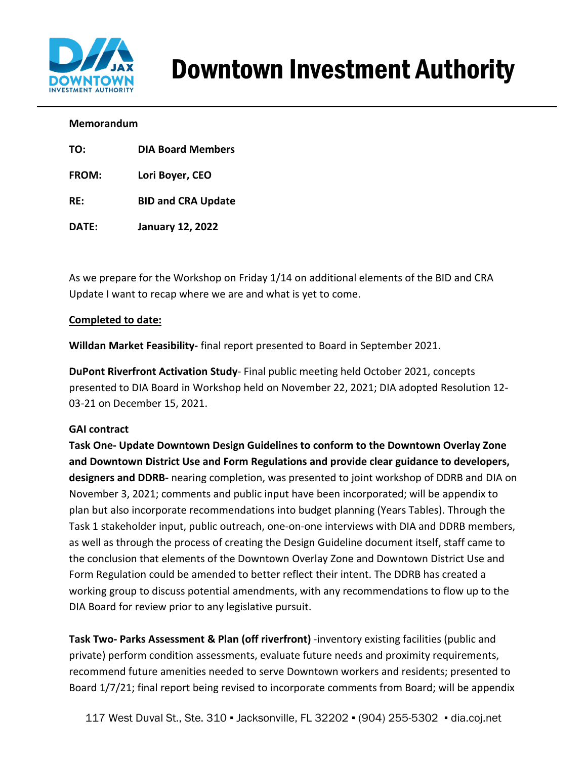# Downtown Investment Authority

**Memorandum**

**TO:** DIA Board Members

**FROM:** Lori Boyer, CEO

**RE:** BID and CRA Update

**DATE:** January 12, 2022

As we prepare for the Workshop on Friday 1/14 on additional elements of the BID and CRA Update I want to recap where we are and what is yet to come.

**Completed to date:**

**Willdan Market Feasibility-** final report presented to Board in September 2021.

**DuPont Riverfront Activation Study**- Final public meeting held October 2021, concepts presented to DIA Board in Workshop held on November 22, 2021; DIA adopted Resolution 12-03-21 on December 15, 2021.

**GAI contract**

**Task One- Update Downtown Design Guidelines to conform to the Downtown Overlay Zone and Downtown District Use and Form Regulations and provide clear guidance to developers, designers and DDRB-** nearing completion, was presented to joint workshop of DDRB and DIA on November 3, 2021; comments and public input have been incorporated; will be appendix to plan but also incorporate recommendations into budget planning (Years Tables). Through the Task 1 stakeholder input, public outreach, one-on-one interviews with DIA and DDRB members, as well as through the process of creating the Design Guideline document itself, staff came to the conclusion that elements of the Downtown Overlay Zone and Downtown District Use and Form Regulation could be amended to better reflect their intent. The DDRB has created a working group to discuss potential amendments, with any recommendations to flow up to the DIA Board for review prior to any legislative pursuit.

**Task Two- Parks Assessment & Plan (off riverfront)** -inventory existing facilities (public and private) perform condition assessments, evaluate future needs and proximity requirements, recommend future amenities needed to serve Downtown workers and residents; presented to Board 1/7/21; final report being revised to incorporate comments from Board; will be appendix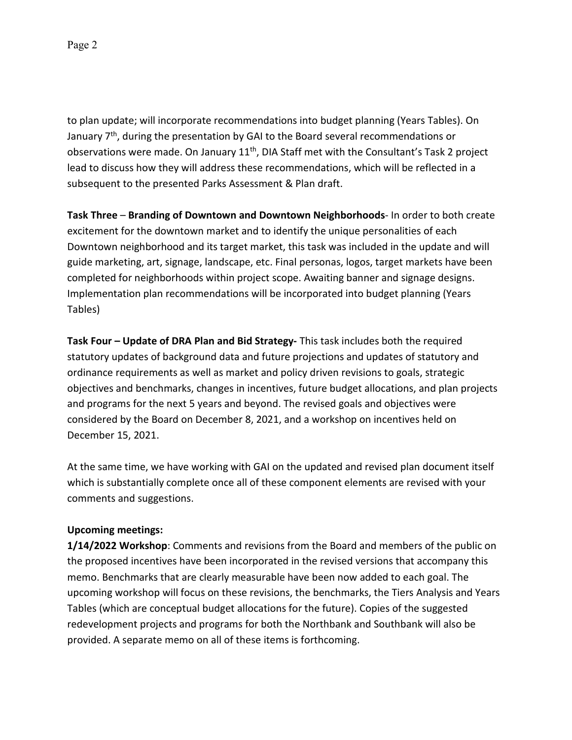to plan update; will incorporate recommendations into budget planning (Years Tables). On January 7th, during the presentation by GAI to the Board several recommendations or observations were made. On January 11th, DIA Staff met with the Consultant's Task 2 project lead to discuss how they will address these recommendations, which will be reflected in a subsequent to the presented Parks Assessment & Plan draft.

**Task Three** – **Branding of Downtown and Downtown Neighborhoods**- In order to both create excitement for the downtown market and to identify the unique personalities of each Downtown neighborhood and its target market, this task was included in the update and will guide marketing, art, signage, landscape, etc. Final personas, logos, target markets have been completed for neighborhoods within project scope. Awaiting banner and signage designs. Implementation plan recommendations will be incorporated into budget planning (Years Tables)

**Task Four – Update of DRA Plan and Bid Strategy-** This task includes both the required statutory updates of background data and future projections and updates of statutory and ordinance requirements as well as market and policy driven revisions to goals, strategic objectives and benchmarks, changes in incentives, future budget allocations, and plan projects and programs for the next 5 years and beyond. The revised goals and objectives were considered by the Board on December 8, 2021, and a workshop on incentives held on December 15, 2021.

At the same time, we have working with GAI on the updated and revised plan document itself which is substantially complete once all of these component elements are revised with your comments and suggestions.

**Upcoming meetings:**

**1/14/2022 Workshop**: Comments and revisions from the Board and members of the public on the proposed incentives have been incorporated in the revised versions that accompany this memo. Benchmarks that are clearly measurable have been now added to each goal. The upcoming workshop will focus on these revisions, the benchmarks, the Tiers Analysis and Years Tables (which are conceptual budget allocations for the future). Copies of the suggested redevelopment projects and programs for both the Northbank and Southbank will also be provided. A separate memo on all of these items is forthcoming.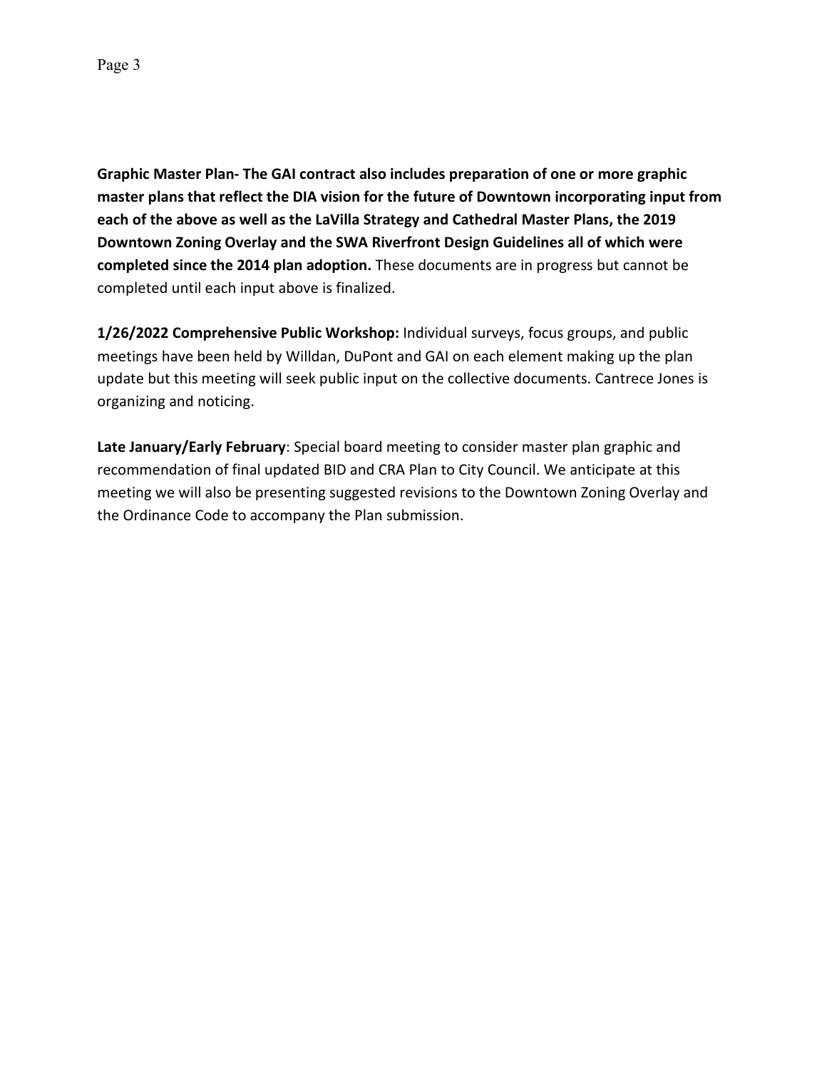**Graphic Master Plan- The GAI contract also includes preparation of one or more graphic master plans that reflect the DIA vision for the future of Downtown incorporating input from each of the above as well as the LaVilla Strategy and Cathedral Master Plans, the 2019 Downtown Zoning Overlay and the SWA Riverfront Design Guidelines all of which were completed since the 2014 plan adoption.** These documents are in progress but cannot be completed until each input above is finalized.

**1/26/2022 Comprehensive Public Workshop:** Individual surveys, focus groups, and public meetings have been held by Willdan, DuPont and GAI on each element making up the plan update but this meeting will seek public input on the collective documents. Cantrece Jones is organizing and noticing.

**Late January/Early February**: Special board meeting to consider master plan graphic and recommendation of final updated BID and CRA Plan to City Council. We anticipate at this meeting we will also be presenting suggested revisions to the Downtown Zoning Overlay and the Ordinance Code to accompany the Plan submission.